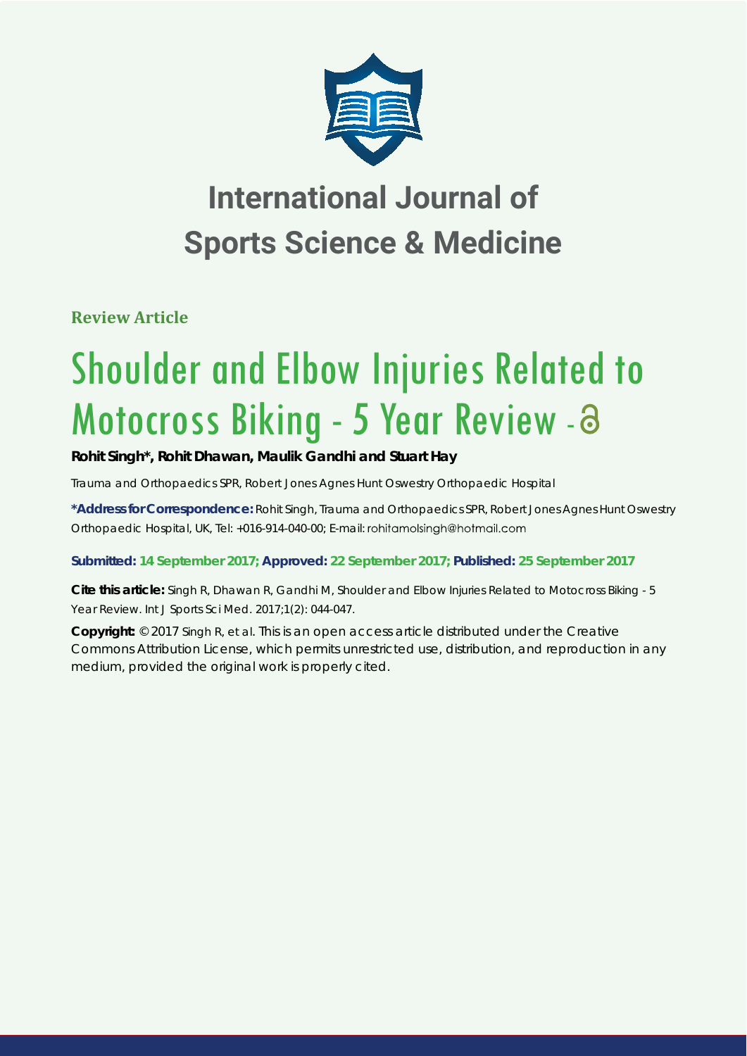# International Journal of Sports Science & Medicine

**Review Article**

# Shoulder and Elbow Injuries Related to Motocross Biking - 5 Year Review -

**Rohit Singh*, Rohit Dhawan, Maulik Gandhi and Stuart Hay**

Trauma and Orthopaedics SPR, Robert Jones Agnes Hunt Oswestry Orthopaedic Hospital

**\*Address for Correspondence:** Rohit Singh, Trauma and Orthopaedics SPR, Robert Jones Agnes Hunt Oswestry Orthopaedic Hospital, UK, Tel: +016-914-040-00; E-mail: rohitamolsingh@hotmail.com

**Submitted: 14 September 2017; Approved: 22 September 2017; Published: 25 September 2017**

**Cite this article:** Singh R, Dhawan R, Gandhi M, Shoulder and Elbow Injuries Related to Motocross Biking - 5 Year Review. Int J Sports Sci Med. 2017;1(2): 044-047.

**Copyright:** © 2017 Singh R, et al. This is an open access article distributed under the Creative Commons Attribution License, which permits unrestricted use, distribution, and reproduction in any medium, provided the original work is properly cited.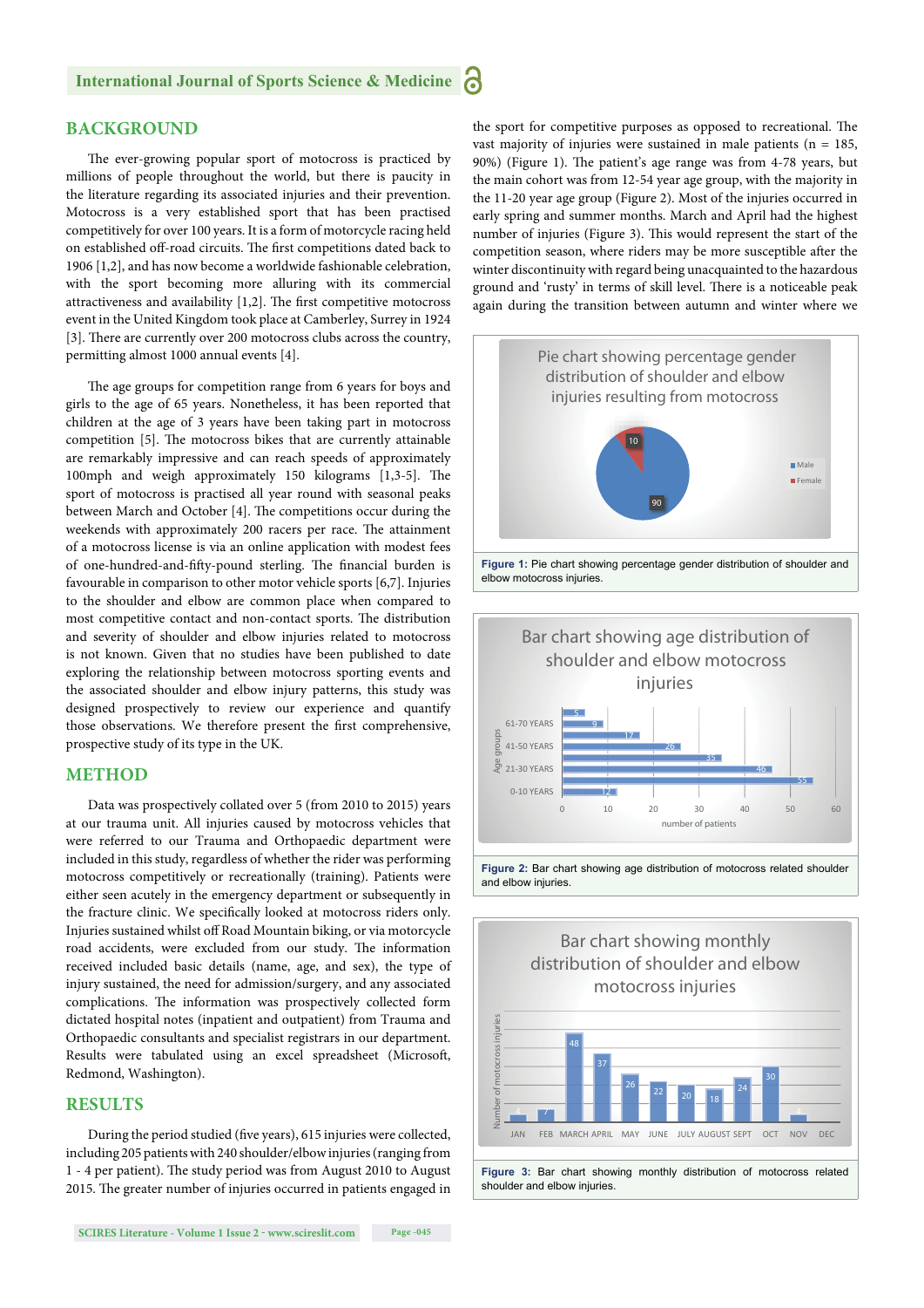## BACKGROUND

The ever-growing popular sport of motocross is practiced by millions of people throughout the world, but there is paucity in the literature regarding its associated injuries and their prevention. Motocross is a very established sport that has been practised competitively for over 100 years. It is a form of motorcycle racing held on established off-road circuits. The first competitions dated back to 1906 [1,2], and has now become a worldwide fashionable celebration, with the sport becoming more alluring with its commercial attractiveness and availability [1,2]. The first competitive motocross event in the United Kingdom took place at Camberley, Surrey in 1924 [3]. There are currently over 200 motocross clubs across the country, permitting almost 1000 annual events [4].

The age groups for competition range from 6 years for boys and girls to the age of 65 years. Nonetheless, it has been reported that children at the age of 3 years have been taking part in motocross competition [5]. The motocross bikes that are currently attainable are remarkably impressive and can reach speeds of approximately 100mph and weigh approximately 150 kilograms [1,3-5]. The sport of motocross is practised all year round with seasonal peaks between March and October [4]. The competitions occur during the weekends with approximately 200 racers per race. The attainment of a motocross license is via an online application with modest fees of one-hundred-and-fifty-pound sterling. The financial burden is favourable in comparison to other motor vehicle sports [6,7]. Injuries to the shoulder and elbow are common place when compared to most competitive contact and non-contact sports. The distribution and severity of shoulder and elbow injuries related to motocross is not known. Given that no studies have been published to date exploring the relationship between motocross sporting events and the associated shoulder and elbow injury patterns, this study was designed prospectively to review our experience and quantify those observations. We therefore present the first comprehensive, prospective study of its type in the UK.

## METHOD

Data was prospectively collated over 5 (from 2010 to 2015) years at our trauma unit. All injuries caused by motocross vehicles that were referred to our Trauma and Orthopaedic department were included in this study, regardless of whether the rider was performing motocross competitively or recreationally (training). Patients were either seen acutely in the emergency department or subsequently in the fracture clinic. We specifically looked at motocross riders only. Injuries sustained whilst off Road Mountain biking, or via motorcycle road accidents, were excluded from our study. The information received included basic details (name, age, and sex), the type of injury sustained, the need for admission/surgery, and any associated complications. The information was prospectively collected form dictated hospital notes (inpatient and outpatient) from Trauma and Orthopaedic consultants and specialist registrars in our department. Results were tabulated using an excel spreadsheet (Microsoft, Redmond, Washington).

## RESULTS

During the period studied (five years), 615 injuries were collected, including 205 patients with 240 shoulder/elbow injuries (ranging from 1 - 4 per patient). The study period was from August 2010 to August 2015. The greater number of injuries occurred in patients engaged in the sport for competitive purposes as opposed to recreational. The vast majority of injuries were sustained in male patients (n = 185, 90%) (Figure 1). The patient's age range was from 4-78 years, but the main cohort was from 12-54 year age group, with the majority in the 11-20 year age group (Figure 2). Most of the injuries occurred in early spring and summer months. March and April had the highest number of injuries (Figure 3). This would represent the start of the competition season, where riders may be more susceptible after the winter discontinuity with regard being unacquainted to the hazardous ground and 'rusty' in terms of skill level. There is a noticeable peak again during the transition between autumn and winter where we

**Figure 1:** Pie chart showing percentage gender distribution of shoulder and elbow motocross injuries.

**Figure 2:** Bar chart showing age distribution of motocross related shoulder and elbow injuries.

**Figure 3:** Bar chart showing monthly distribution of motocross related shoulder and elbow injuries.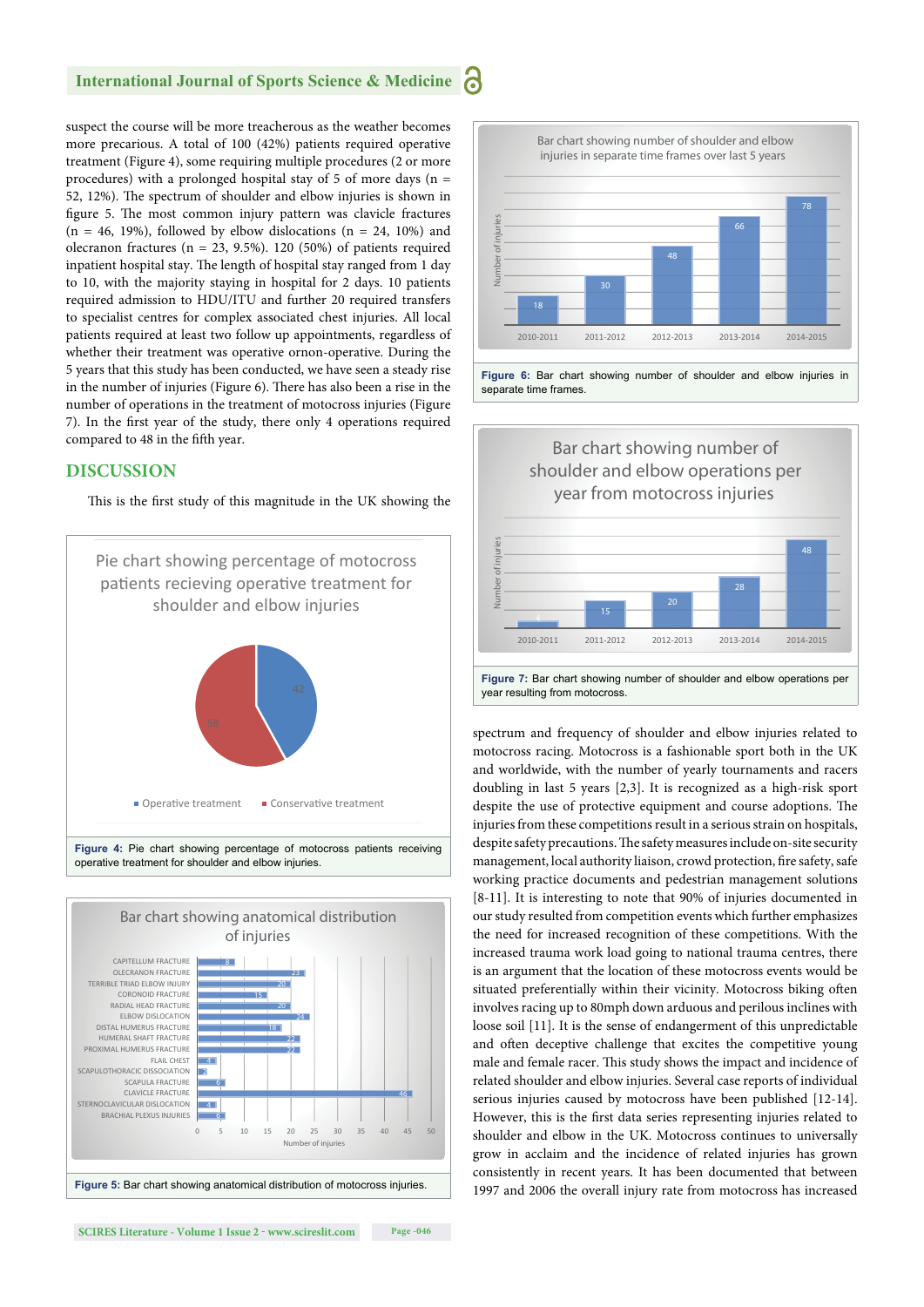suspect the course will be more treacherous as the weather becomes more precarious. A total of 100 (42%) patients required operative treatment (Figure 4), some requiring multiple procedures (2 or more procedures) with a prolonged hospital stay of 5 of more days (n = 52, 12%). The spectrum of shoulder and elbow injuries is shown in figure 5. The most common injury pattern was clavicle fractures (n = 46, 19%), followed by elbow dislocations (n = 24, 10%) and olecranon fractures (n = 23, 9.5%). 120 (50%) of patients required inpatient hospital stay. The length of hospital stay ranged from 1 day to 10, with the majority staying in hospital for 2 days. 10 patients required admission to HDU/ITU and further 20 required transfers to specialist centres for complex associated chest injuries. All local patients required at least two follow up appointments, regardless of whether their treatment was operative ornon-operative. During the 5 years that this study has been conducted, we have seen a steady rise in the number of injuries (Figure 6). There has also been a rise in the number of operations in the treatment of motocross injuries (Figure 7). In the first year of the study, there only 4 operations required compared to 48 in the fifth year.

## DISCUSSION

This is the first study of this magnitude in the UK showing the spectrum and frequency of shoulder and elbow injuries related to motocross racing. Motocross is a fashionable sport both in the UK and worldwide, with the number of yearly tournaments and racers doubling in last 5 years [2,3]. It is recognized as a high-risk sport despite the use of protective equipment and course adoptions. The injuries from these competitions result in a serious strain on hospitals, despite safety precautions. The safety measures include on-site security management, local authority liaison, crowd protection, fire safety, safe working practice documents and pedestrian management solutions [8-11]. It is interesting to note that 90% of injuries documented in our study resulted from competition events which further emphasizes the need for increased recognition of these competitions. With the increased trauma work load going to national trauma centres, there is an argument that the location of these motocross events would be situated preferentially within their vicinity. Motocross biking often involves racing up to 80mph down arduous and perilous inclines with loose soil [11]. It is the sense of endangerment of this unpredictable and often deceptive challenge that excites the competitive young male and female racer. This study shows the impact and incidence of related shoulder and elbow injuries. Several case reports of individual serious injuries caused by motocross have been published [12-14]. However, this is the first data series representing injuries related to shoulder and elbow in the UK. Motocross continues to universally grow in acclaim and the incidence of related injuries has grown consistently in recent years. It has been documented that between 1997 and 2006 the overall injury rate from motocross has increased

**Figure 4:** Pie chart showing percentage of motocross patients receiving operative treatment for shoulder and elbow injuries.

**Figure 5:** Bar chart showing anatomical distribution of motocross injuries.

**Figure 6:** Bar chart showing number of shoulder and elbow injuries in separate time frames.

**Figure 7:** Bar chart showing number of shoulder and elbow operations per year resulting from motocross.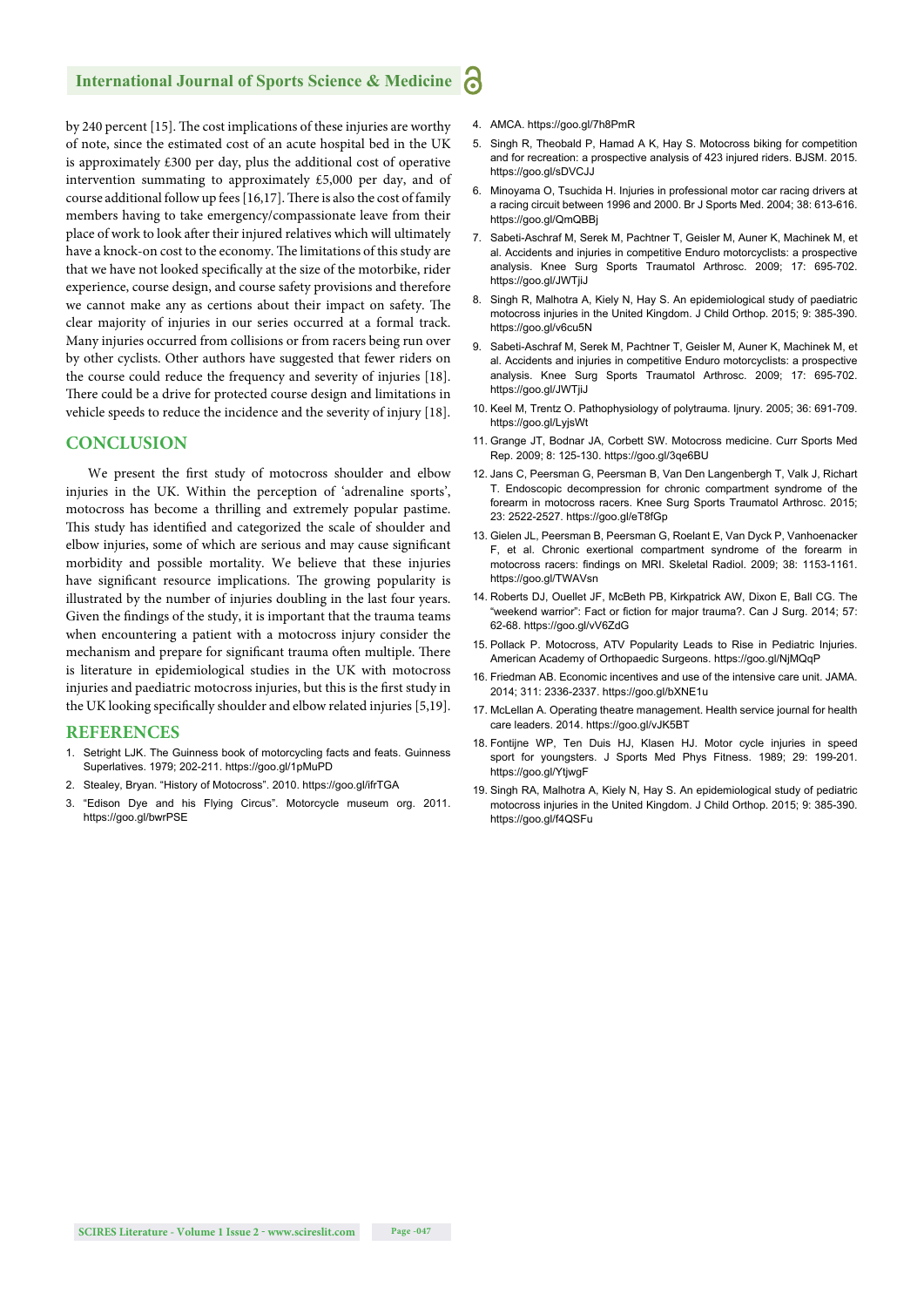by 240 percent [15]. The cost implications of these injuries are worthy of note, since the estimated cost of an acute hospital bed in the UK is approximately £300 per day, plus the additional cost of operative intervention summating to approximately £5,000 per day, and of course additional follow up fees [16,17]. There is also the cost of family members having to take emergency/compassionate leave from their place of work to look after their injured relatives which will ultimately have a knock-on cost to the economy. The limitations of this study are that we have not looked specifically at the size of the motorbike, rider experience, course design, and course safety provisions and therefore we cannot make any as certions about their impact on safety. The clear majority of injuries in our series occurred at a formal track. Many injuries occurred from collisions or from racers being run over by other cyclists. Other authors have suggested that fewer riders on the course could reduce the frequency and severity of injuries [18]. There could be a drive for protected course design and limitations in vehicle speeds to reduce the incidence and the severity of injury [18].

## CONCLUSION

We present the first study of motocross shoulder and elbow injuries in the UK. Within the perception of 'adrenaline sports', motocross has become a thrilling and extremely popular pastime. This study has identified and categorized the scale of shoulder and elbow injuries, some of which are serious and may cause significant morbidity and possible mortality. We believe that these injuries have significant resource implications. The growing popularity is illustrated by the number of injuries doubling in the last four years. Given the findings of the study, it is important that the trauma teams when encountering a patient with a motocross injury consider the mechanism and prepare for significant trauma often multiple. There is literature in epidemiological studies in the UK with motocross injuries and paediatric motocross injuries, but this is the first study in the UK looking specifically shoulder and elbow related injuries [5,19].

## REFERENCES

1. Setright LJK. The Guinness book of motorcycling facts and feats. Guinness Superlatives. 1979; 202-211. https://goo.gl/1pMuPD
2. Stealey, Bryan. "History of Motocross". 2010. https://goo.gl/ifrTGA
3. "Edison Dye and his Flying Circus". Motorcycle museum org. 2011. https://goo.gl/bwrPSE
4. AMCA. https://goo.gl/7h8PmR
5. Singh R, Theobald P, Hamad A K, Hay S. Motocross biking for competition and for recreation: a prospective analysis of 423 injured riders. BJSM. 2015. https://goo.gl/sDVCJJ
6. Minoyama O, Tsuchida H. Injuries in professional motor car racing drivers at a racing circuit between 1996 and 2000. Br J Sports Med. 2004; 38: 613-616. https://goo.gl/QmQBBj
7. Sabeti-Aschraf M, Serek M, Pachtner T, Geisler M, Auner K, Machinek M, et al. Accidents and injuries in competitive Enduro motorcyclists: a prospective analysis. Knee Surg Sports Traumatol Arthrosc. 2009; 17: 695-702. https://goo.gl/JWTjiJ
8. Singh R, Malhotra A, Kiely N, Hay S. An epidemiological study of paediatric motocross injuries in the United Kingdom. J Child Orthop. 2015; 9: 385-390. https://goo.gl/v6cu5N
9. Sabeti-Aschraf M, Serek M, Pachtner T, Geisler M, Auner K, Machinek M, et al. Accidents and injuries in competitive Enduro motorcyclists: a prospective analysis. Knee Surg Sports Traumatol Arthrosc. 2009; 17: 695-702. https://goo.gl/JWTjiJ
10. Keel M, Trentz O. Pathophysiology of polytrauma. Ijnury. 2005; 36: 691-709. https://goo.gl/LyjsWt
11. Grange JT, Bodnar JA, Corbett SW. Motocross medicine. Curr Sports Med Rep. 2009; 8: 125-130. https://goo.gl/3qe6BU
12. Jans C, Peersman G, Peersman B, Van Den Langenbergh T, Valk J, Richart T. Endoscopic decompression for chronic compartment syndrome of the forearm in motocross racers. Knee Surg Sports Traumatol Arthrosc. 2015; 23: 2522-2527. https://goo.gl/eT8fGp
13. Gielen JL, Peersman B, Peersman G, Roelant E, Van Dyck P, Vanhoenacker F, et al. Chronic exertional compartment syndrome of the forearm in motocross racers: findings on MRI. Skeletal Radiol. 2009; 38: 1153-1161. https://goo.gl/TWAVsn
14. Roberts DJ, Ouellet JF, McBeth PB, Kirkpatrick AW, Dixon E, Ball CG. The "weekend warrior": Fact or fiction for major trauma?. Can J Surg. 2014; 57: 62-68. https://goo.gl/vV6ZdG
15. Pollack P. Motocross, ATV Popularity Leads to Rise in Pediatric Injuries. American Academy of Orthopaedic Surgeons. https://goo.gl/NjMQqP
16. Friedman AB. Economic incentives and use of the intensive care unit. JAMA. 2014; 311: 2336-2337. https://goo.gl/bXNE1u
17. McLellan A. Operating theatre management. Health service journal for health care leaders. 2014. https://goo.gl/vJK5BT
18. Fontijne WP, Ten Duis HJ, Klasen HJ. Motor cycle injuries in speed sport for youngsters. J Sports Med Phys Fitness. 1989; 29: 199-201. https://goo.gl/YtjwgF
19. Singh RA, Malhotra A, Kiely N, Hay S. An epidemiological study of pediatric motocross injuries in the United Kingdom. J Child Orthop. 2015; 9: 385-390. https://goo.gl/f4QSFu